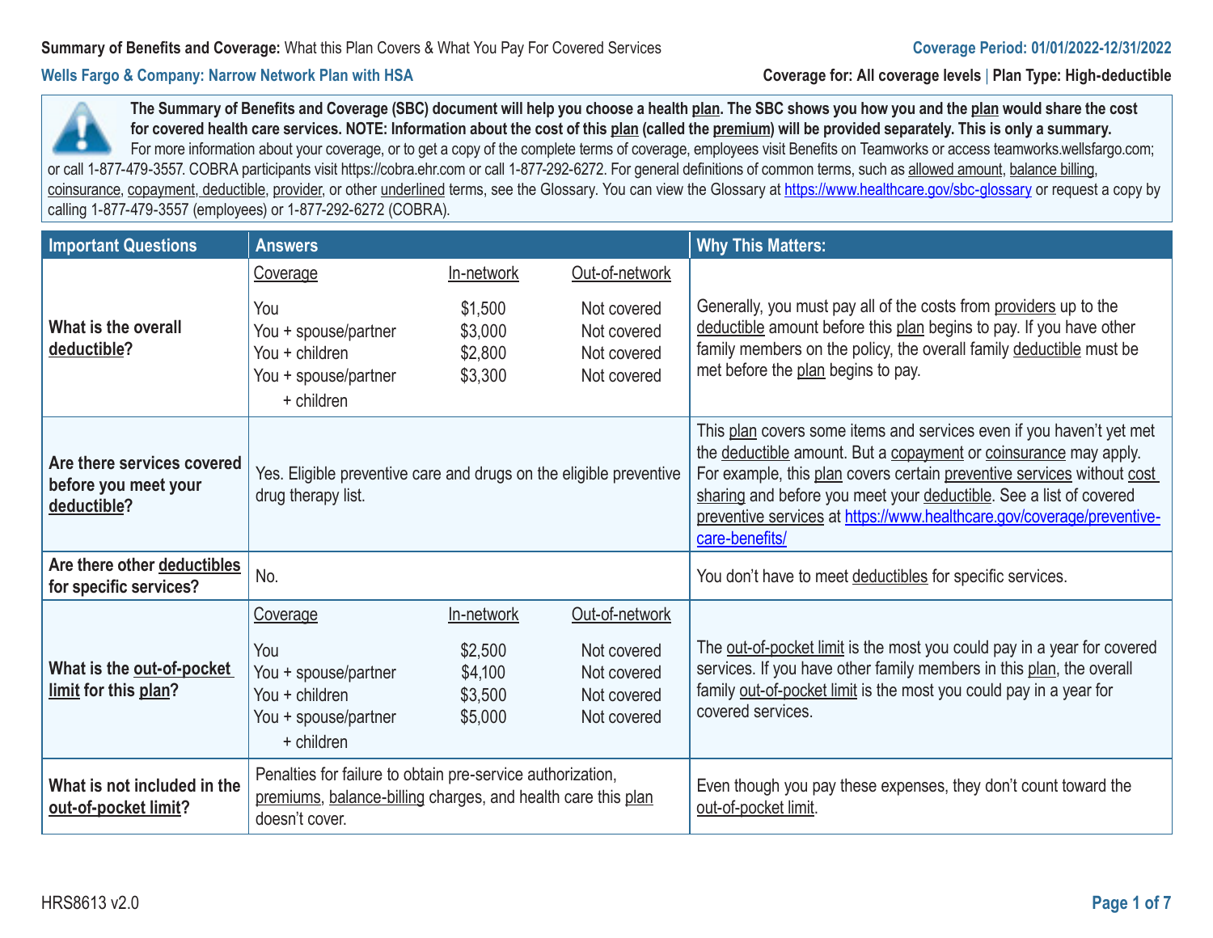**Summary of Benefits and Coverage:** What this Plan Covers & What You Pay For Covered Services

**Coverage Period: 01/01/2022-12/31/2022**

**Wells Fargo & Company: Narrow Network Plan with HSA**

**Coverage for: All coverage levels** | **Plan Type: High-deductible**

**The Summary of Benefits and Coverage (SBC) document will help you choose a health plan. The SBC shows you how you and the plan would share the cost for covered health care services. NOTE: Information about the cost of this plan (called the premium) will be provided separately. This is only a summary.** For more information about your coverage, or to get a copy of the complete terms of coverage, employees visit Benefits on Teamworks or access teamworks.wellsfargo.com; or call 1-877-479-3557. COBRA participants visit https://cobra.ehr.com or call 1-877-292-6272. For general definitions of common terms, such as allowed amount, balance billing, coinsurance, copayment, deductible, provider, or other underlined terms, see the Glossary. You can view the Glossary at https://www.healthcare.gov/sbc-glossary or request a copy by calling 1-877-479-3557 (employees) or 1-877-292-6272 (COBRA).

| Important Questions | Answers | Why This Matters: |
|---|---|---|
| **What is the overall deductible?** | Coverage / In-network / Out-of-network<br>You: $1,500 / Not covered<br>You + spouse/partner: $3,000 / Not covered<br>You + children: $2,800 / Not covered<br>You + spouse/partner + children: $3,300 / Not covered | Generally, you must pay all of the costs from providers up to the deductible amount before this plan begins to pay. If you have other family members on the policy, the overall family deductible must be met before the plan begins to pay. |
| **Are there services covered before you meet your deductible?** | Yes. Eligible preventive care and drugs on the eligible preventive drug therapy list. | This plan covers some items and services even if you haven't yet met the deductible amount. But a copayment or coinsurance may apply. For example, this plan covers certain preventive services without cost sharing and before you meet your deductible. See a list of covered preventive services at https://www.healthcare.gov/coverage/preventive-care-benefits/ |
| **Are there other deductibles for specific services?** | No. | You don't have to meet deductibles for specific services. |
| **What is the out-of-pocket limit for this plan?** | Coverage / In-network / Out-of-network<br>You: $2,500 / Not covered<br>You + spouse/partner: $4,100 / Not covered<br>You + children: $3,500 / Not covered<br>You + spouse/partner + children: $5,000 / Not covered | The out-of-pocket limit is the most you could pay in a year for covered services. If you have other family members in this plan, the overall family out-of-pocket limit is the most you could pay in a year for covered services. |
| **What is not included in the out-of-pocket limit?** | Penalties for failure to obtain pre-service authorization, premiums, balance-billing charges, and health care this plan doesn't cover. | Even though you pay these expenses, they don't count toward the out-of-pocket limit. |

HRS8613 v2.0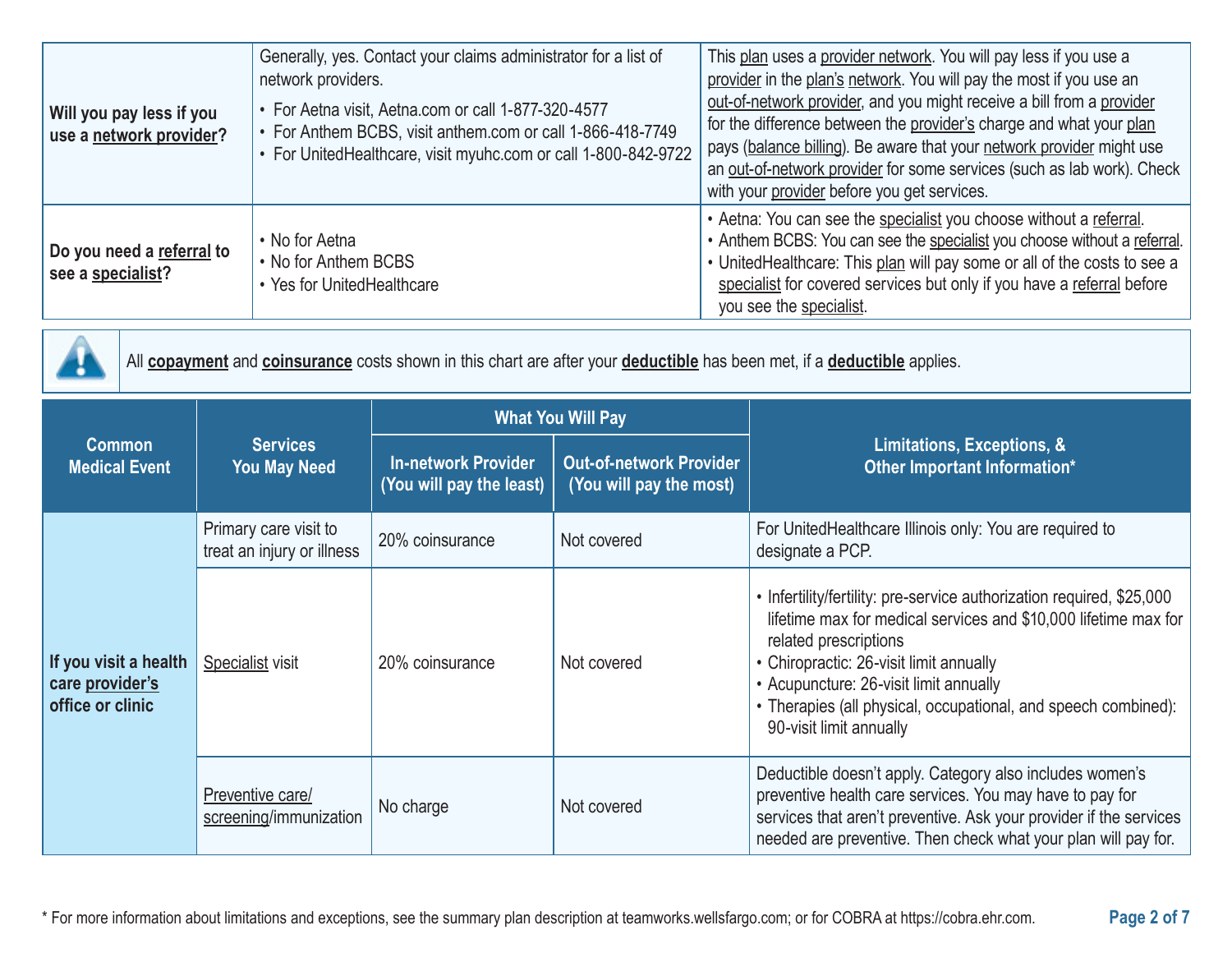| | | |
|---|---|---|
| **Will you pay less if you use a network provider?** | Generally, yes. Contact your claims administrator for a list of network providers.<br>• For Aetna visit, Aetna.com or call 1-877-320-4577<br>• For Anthem BCBS, visit anthem.com or call 1-866-418-7749<br>• For UnitedHealthcare, visit myuhc.com or call 1-800-842-9722 | This plan uses a provider network. You will pay less if you use a provider in the plan's network. You will pay the most if you use an out-of-network provider, and you might receive a bill from a provider for the difference between the provider's charge and what your plan pays (balance billing). Be aware that your network provider might use an out-of-network provider for some services (such as lab work). Check with your provider before you get services. |
| **Do you need a referral to see a specialist?** | • No for Aetna<br>• No for Anthem BCBS<br>• Yes for UnitedHealthcare | • Aetna: You can see the specialist you choose without a referral.<br>• Anthem BCBS: You can see the specialist you choose without a referral.<br>• UnitedHealthcare: This plan will pay some or all of the costs to see a specialist for covered services but only if you have a referral before you see the specialist. |

All **copayment** and **coinsurance** costs shown in this chart are after your **deductible** has been met, if a **deductible** applies.

| Common Medical Event | Services You May Need | What You Will Pay | | Limitations, Exceptions, & Other Important Information* |
|---|---|---|---|---|
| | | In-network Provider (You will pay the least) | Out-of-network Provider (You will pay the most) | |
| If you visit a health care provider's office or clinic | Primary care visit to treat an injury or illness | 20% coinsurance | Not covered | For UnitedHealthcare Illinois only: You are required to designate a PCP. |
| | Specialist visit | 20% coinsurance | Not covered | • Infertility/fertility: pre-service authorization required, $25,000 lifetime max for medical services and $10,000 lifetime max for related prescriptions<br>• Chiropractic: 26-visit limit annually<br>• Acupuncture: 26-visit limit annually<br>• Therapies (all physical, occupational, and speech combined): 90-visit limit annually |
| | Preventive care/ screening/immunization | No charge | Not covered | Deductible doesn't apply. Category also includes women's preventive health care services. You may have to pay for services that aren't preventive. Ask your provider if the services needed are preventive. Then check what your plan will pay for. |

* For more information about limitations and exceptions, see the summary plan description at teamworks.wellsfargo.com; or for COBRA at https://cobra.ehr.com.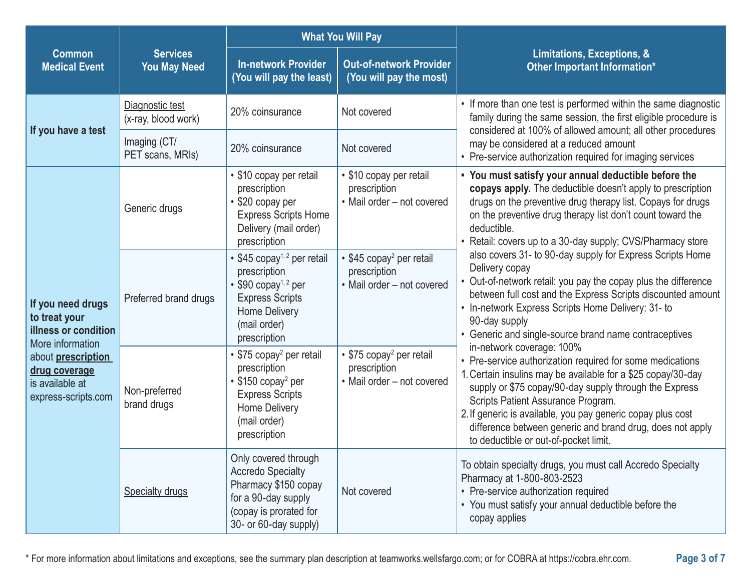| Common Medical Event | Services You May Need | What You Will Pay | | Limitations, Exceptions, & Other Important Information* |
|---|---|---|---|---|
| | | In-network Provider (You will pay the least) | Out-of-network Provider (You will pay the most) | |
| **If you have a test** | Diagnostic test (x-ray, blood work) | 20% coinsurance | Not covered | • If more than one test is performed within the same diagnostic family during the same session, the first eligible procedure is considered at 100% of allowed amount; all other procedures may be considered at a reduced amount<br>• Pre-service authorization required for imaging services |
| | Imaging (CT/ PET scans, MRIs) | 20% coinsurance | Not covered | |
| **If you need drugs to treat your illness or condition** More information about **prescription drug coverage** is available at express-scripts.com | Generic drugs | • $10 copay per retail prescription<br>• $20 copay per Express Scripts Home Delivery (mail order) prescription | • $10 copay per retail prescription<br>• Mail order – not covered | • **You must satisfy your annual deductible before the copays apply.** The deductible doesn't apply to prescription drugs on the preventive drug therapy list. Copays for drugs on the preventive drug therapy list don't count toward the deductible.<br>• Retail: covers up to a 30-day supply; CVS/Pharmacy store also covers 31- to 90-day supply for Express Scripts Home Delivery copay<br>• Out-of-network retail: you pay the copay plus the difference between full cost and the Express Scripts discounted amount<br>• In-network Express Scripts Home Delivery: 31- to 90-day supply<br>• Generic and single-source brand name contraceptives in-network coverage: 100%<br>• Pre-service authorization required for some medications<br>1. Certain insulins may be available for a $25 copay/30-day supply or $75 copay/90-day supply through the Express Scripts Patient Assurance Program.<br>2. If generic is available, you pay generic copay plus cost difference between generic and brand drug, does not apply to deductible or out-of-pocket limit. |
| | Preferred brand drugs | • $45 copay[1, 2] per retail prescription<br>• $90 copay[1, 2] per Express Scripts Home Delivery (mail order) prescription | • $45 copay[2] per retail prescription<br>• Mail order – not covered | |
| | Non-preferred brand drugs | • $75 copay[2] per retail prescription<br>• $150 copay[2] per Express Scripts Home Delivery (mail order) prescription | • $75 copay[2] per retail prescription<br>• Mail order – not covered | |
| | Specialty drugs | Only covered through Accredo Specialty Pharmacy $150 copay for a 90-day supply (copay is prorated for 30- or 60-day supply) | Not covered | To obtain specialty drugs, you must call Accredo Specialty Pharmacy at 1-800-803-2523<br>• Pre-service authorization required<br>• You must satisfy your annual deductible before the copay applies |

* For more information about limitations and exceptions, see the summary plan description at teamworks.wellsfargo.com; or for COBRA at https://cobra.ehr.com.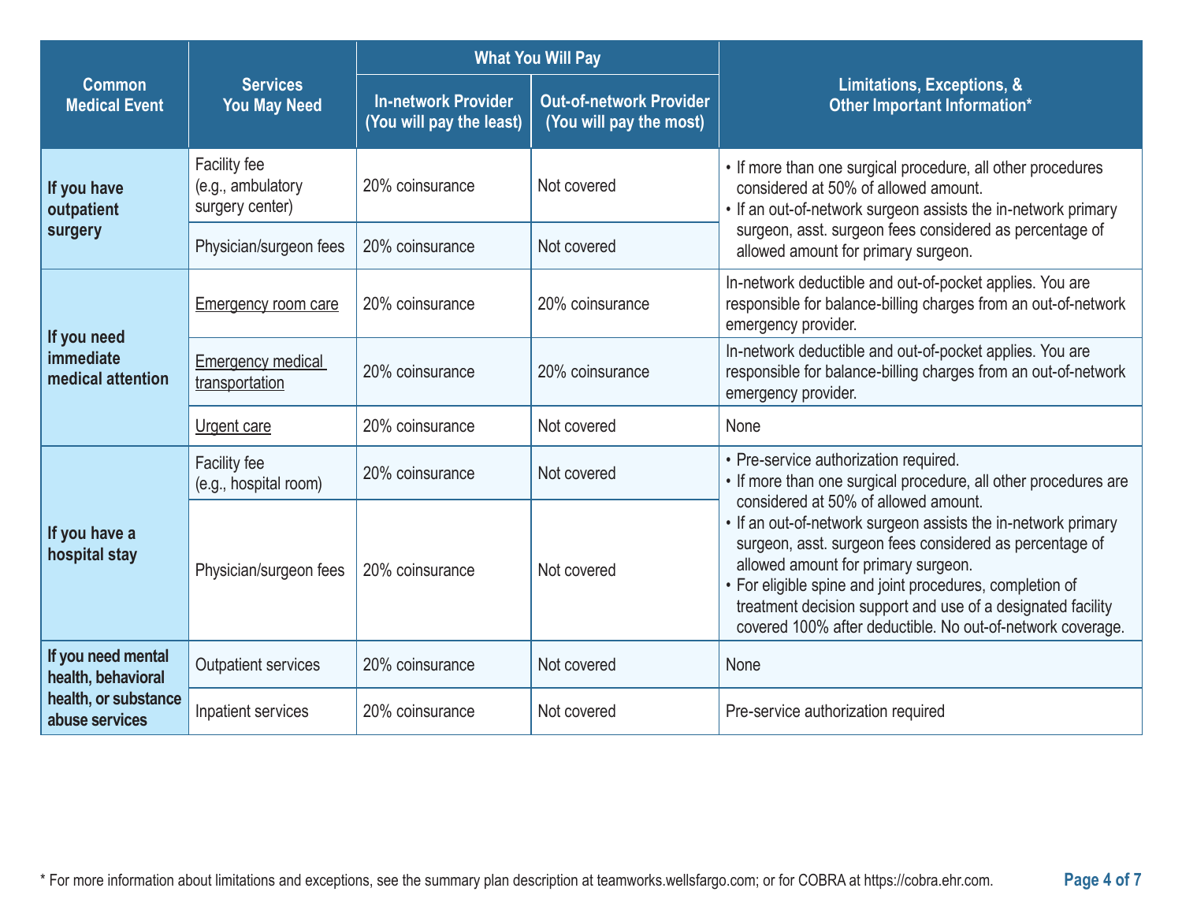| Common Medical Event | Services You May Need | What You Will Pay | | Limitations, Exceptions, & Other Important Information* |
|---|---|---|---|---|
| | | In-network Provider (You will pay the least) | Out-of-network Provider (You will pay the most) | |
| **If you have outpatient surgery** | Facility fee (e.g., ambulatory surgery center) | 20% coinsurance | Not covered | • If more than one surgical procedure, all other procedures considered at 50% of allowed amount.<br>• If an out-of-network surgeon assists the in-network primary surgeon, asst. surgeon fees considered as percentage of allowed amount for primary surgeon. |
| | Physician/surgeon fees | 20% coinsurance | Not covered | |
| **If you need immediate medical attention** | Emergency room care | 20% coinsurance | 20% coinsurance | In-network deductible and out-of-pocket applies. You are responsible for balance-billing charges from an out-of-network emergency provider. |
| | Emergency medical transportation | 20% coinsurance | 20% coinsurance | In-network deductible and out-of-pocket applies. You are responsible for balance-billing charges from an out-of-network emergency provider. |
| | Urgent care | 20% coinsurance | Not covered | None |
| **If you have a hospital stay** | Facility fee (e.g., hospital room) | 20% coinsurance | Not covered | • Pre-service authorization required.<br>• If more than one surgical procedure, all other procedures are considered at 50% of allowed amount.<br>• If an out-of-network surgeon assists the in-network primary surgeon, asst. surgeon fees considered as percentage of allowed amount for primary surgeon.<br>• For eligible spine and joint procedures, completion of treatment decision support and use of a designated facility covered 100% after deductible. No out-of-network coverage. |
| | Physician/surgeon fees | 20% coinsurance | Not covered | |
| **If you need mental health, behavioral health, or substance abuse services** | Outpatient services | 20% coinsurance | Not covered | None |
| | Inpatient services | 20% coinsurance | Not covered | Pre-service authorization required |

* For more information about limitations and exceptions, see the summary plan description at teamworks.wellsfargo.com; or for COBRA at https://cobra.ehr.com.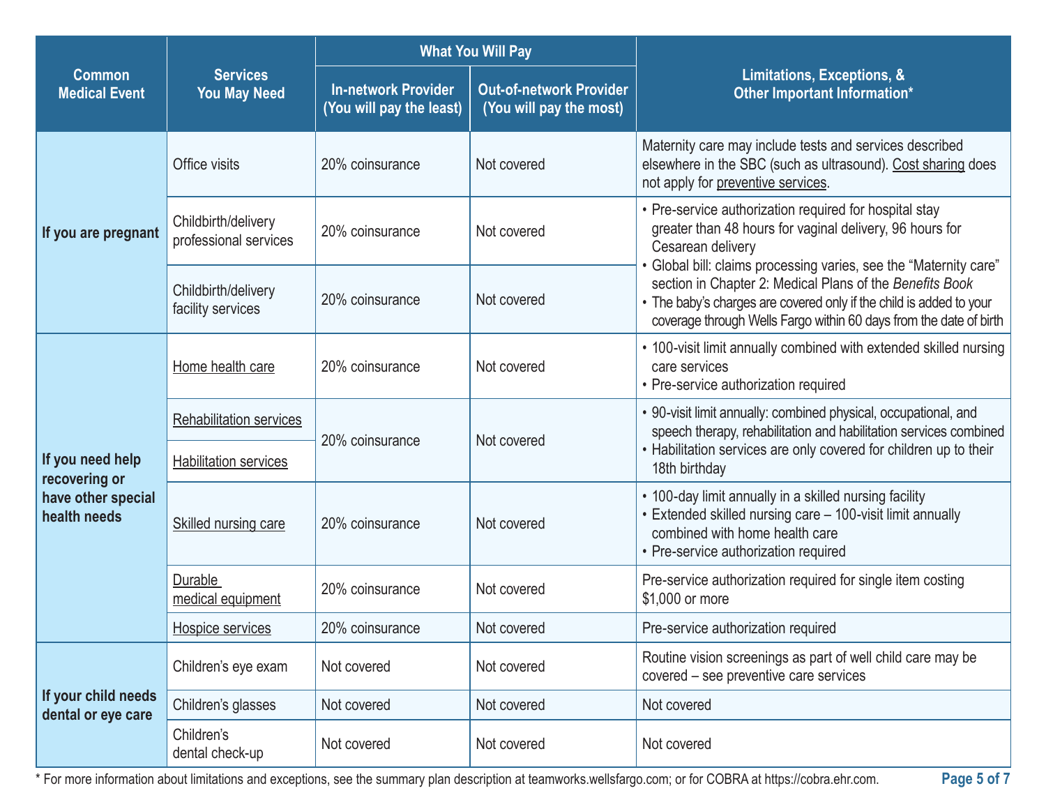| Common Medical Event | Services You May Need | What You Will Pay | | Limitations, Exceptions, & Other Important Information* |
|---|---|---|---|---|
| | | In-network Provider (You will pay the least) | Out-of-network Provider (You will pay the most) | |
| If you are pregnant | Office visits | 20% coinsurance | Not covered | Maternity care may include tests and services described elsewhere in the SBC (such as ultrasound). Cost sharing does not apply for preventive services. |
| | Childbirth/delivery professional services | 20% coinsurance | Not covered | • Pre-service authorization required for hospital stay greater than 48 hours for vaginal delivery, 96 hours for Cesarean delivery<br>• Global bill: claims processing varies, see the "Maternity care" section in Chapter 2: Medical Plans of the *Benefits Book*<br>• The baby's charges are covered only if the child is added to your coverage through Wells Fargo within 60 days from the date of birth |
| | Childbirth/delivery facility services | 20% coinsurance | Not covered | |
| If you need help recovering or have other special health needs | Home health care | 20% coinsurance | Not covered | • 100-visit limit annually combined with extended skilled nursing care services<br>• Pre-service authorization required |
| | Rehabilitation services | 20% coinsurance | Not covered | • 90-visit limit annually: combined physical, occupational, and speech therapy, rehabilitation and habilitation services combined<br>• Habilitation services are only covered for children up to their 18th birthday |
| | Habilitation services | | | |
| | Skilled nursing care | 20% coinsurance | Not covered | • 100-day limit annually in a skilled nursing facility<br>• Extended skilled nursing care – 100-visit limit annually combined with home health care<br>• Pre-service authorization required |
| | Durable medical equipment | 20% coinsurance | Not covered | Pre-service authorization required for single item costing $1,000 or more |
| | Hospice services | 20% coinsurance | Not covered | Pre-service authorization required |
| If your child needs dental or eye care | Children's eye exam | Not covered | Not covered | Routine vision screenings as part of well child care may be covered – see preventive care services |
| | Children's glasses | Not covered | Not covered | Not covered |
| | Children's dental check-up | Not covered | Not covered | Not covered |

* For more information about limitations and exceptions, see the summary plan description at teamworks.wellsfargo.com; or for COBRA at https://cobra.ehr.com.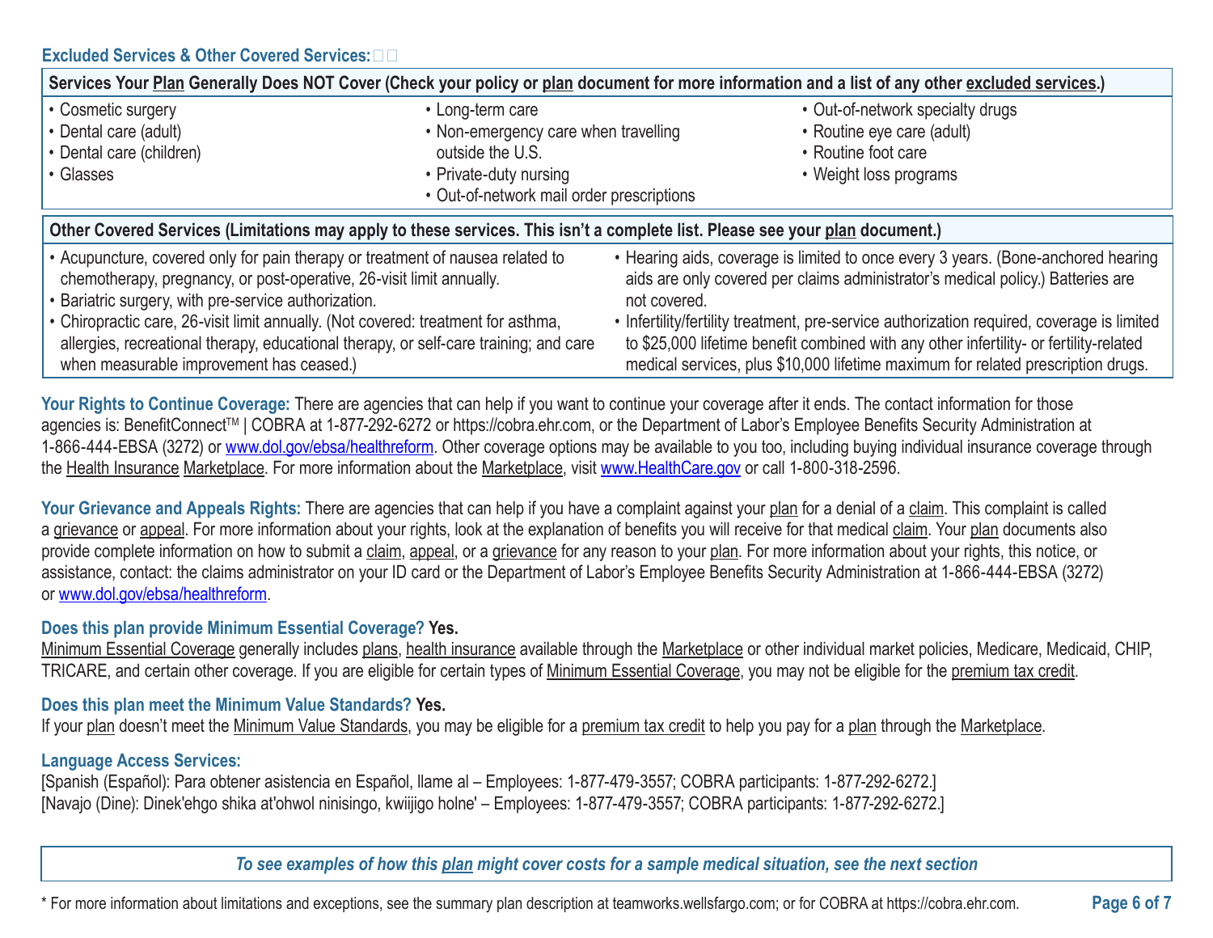### Excluded Services & Other Covered Services:

| Services Your Plan Generally Does NOT Cover (Check your policy or plan document for more information and a list of any other excluded services.) | | |
|---|---|---|
| • Cosmetic surgery<br>• Dental care (adult)<br>• Dental care (children)<br>• Glasses | • Long-term care<br>• Non-emergency care when travelling outside the U.S.<br>• Private-duty nursing<br>• Out-of-network mail order prescriptions | • Out-of-network specialty drugs<br>• Routine eye care (adult)<br>• Routine foot care<br>• Weight loss programs |

| Other Covered Services (Limitations may apply to these services. This isn't a complete list. Please see your plan document.) | |
|---|---|
| • Acupuncture, covered only for pain therapy or treatment of nausea related to chemotherapy, pregnancy, or post-operative, 26-visit limit annually.<br>• Bariatric surgery, with pre-service authorization.<br>• Chiropractic care, 26-visit limit annually. (Not covered: treatment for asthma, allergies, recreational therapy, educational therapy, or self-care training; and care when measurable improvement has ceased.) | • Hearing aids, coverage is limited to once every 3 years. (Bone-anchored hearing aids are only covered per claims administrator's medical policy.) Batteries are not covered.<br>• Infertility/fertility treatment, pre-service authorization required, coverage is limited to $25,000 lifetime benefit combined with any other infertility- or fertility-related medical services, plus $10,000 lifetime maximum for related prescription drugs. |

**Your Rights to Continue Coverage:** There are agencies that can help if you want to continue your coverage after it ends. The contact information for those agencies is: BenefitConnect™ | COBRA at 1-877-292-6272 or https://cobra.ehr.com, or the Department of Labor's Employee Benefits Security Administration at 1-866-444-EBSA (3272) or www.dol.gov/ebsa/healthreform. Other coverage options may be available to you too, including buying individual insurance coverage through the Health Insurance Marketplace. For more information about the Marketplace, visit www.HealthCare.gov or call 1-800-318-2596.

**Your Grievance and Appeals Rights:** There are agencies that can help if you have a complaint against your plan for a denial of a claim. This complaint is called a grievance or appeal. For more information about your rights, look at the explanation of benefits you will receive for that medical claim. Your plan documents also provide complete information on how to submit a claim, appeal, or a grievance for any reason to your plan. For more information about your rights, this notice, or assistance, contact: the claims administrator on your ID card or the Department of Labor's Employee Benefits Security Administration at 1-866-444-EBSA (3272) or www.dol.gov/ebsa/healthreform.

**Does this plan provide Minimum Essential Coverage? Yes.**
Minimum Essential Coverage generally includes plans, health insurance available through the Marketplace or other individual market policies, Medicare, Medicaid, CHIP, TRICARE, and certain other coverage. If you are eligible for certain types of Minimum Essential Coverage, you may not be eligible for the premium tax credit.

**Does this plan meet the Minimum Value Standards? Yes.**
If your plan doesn't meet the Minimum Value Standards, you may be eligible for a premium tax credit to help you pay for a plan through the Marketplace.

**Language Access Services:**
[Spanish (Español): Para obtener asistencia en Español, llame al – Employees: 1-877-479-3557; COBRA participants: 1-877-292-6272.]
[Navajo (Dine): Dinek'ehgo shika at'ohwol ninisingo, kwiijigo holne' – Employees: 1-877-479-3557; COBRA participants: 1-877-292-6272.]

*To see examples of how this plan might cover costs for a sample medical situation, see the next section*

* For more information about limitations and exceptions, see the summary plan description at teamworks.wellsfargo.com; or for COBRA at https://cobra.ehr.com.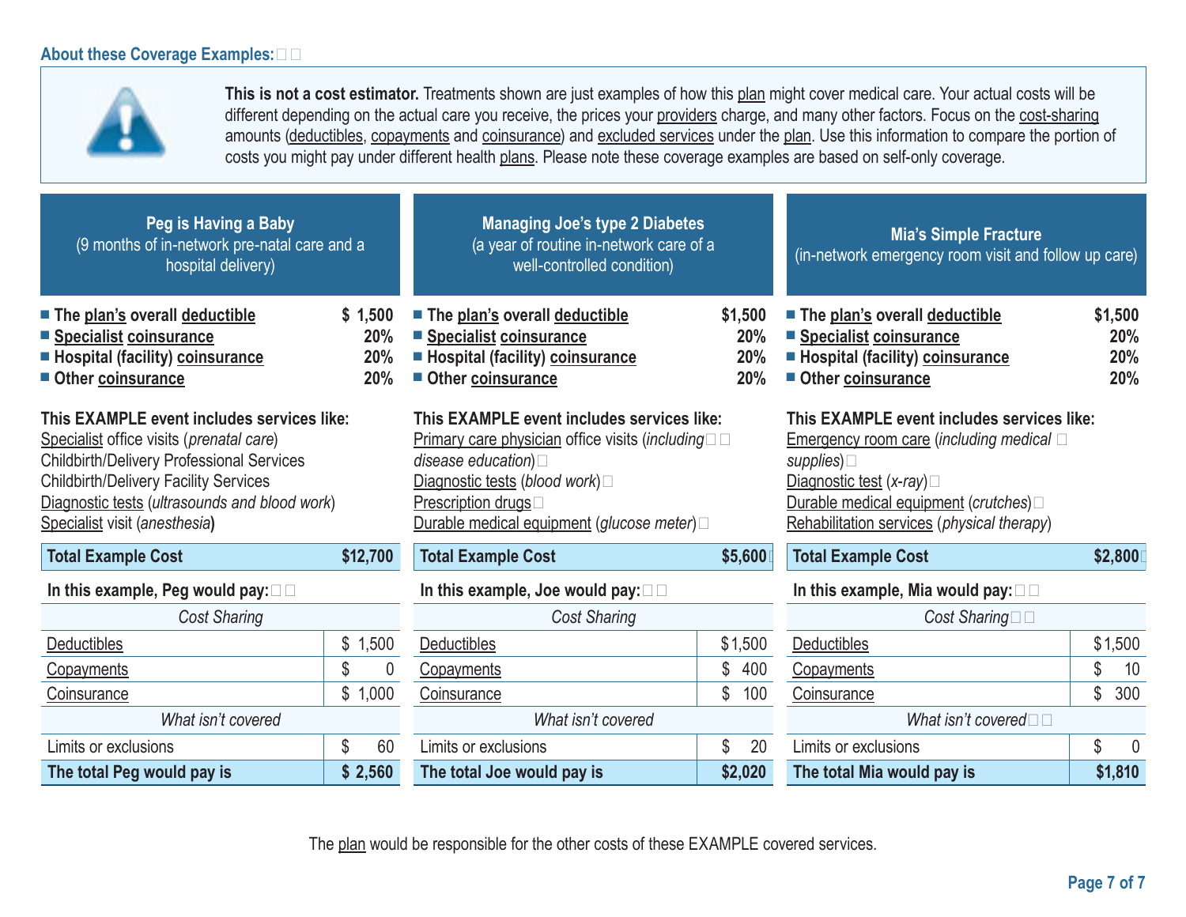## About these Coverage Examples:

**This is not a cost estimator.** Treatments shown are just examples of how this plan might cover medical care. Your actual costs will be different depending on the actual care you receive, the prices your providers charge, and many other factors. Focus on the cost-sharing amounts (deductibles, copayments and coinsurance) and excluded services under the plan. Use this information to compare the portion of costs you might pay under different health plans. Please note these coverage examples are based on self-only coverage.

### Peg is Having a Baby
(9 months of in-network pre-natal care and a hospital delivery)

| | |
|---|---|
| **The plan's overall deductible** | **$ 1,500** |
| **Specialist coinsurance** | **20%** |
| **Hospital (facility) coinsurance** | **20%** |
| **Other coinsurance** | **20%** |

**This EXAMPLE event includes services like:**
Specialist office visits (*prenatal care*)
Childbirth/Delivery Professional Services
Childbirth/Delivery Facility Services
Diagnostic tests (*ultrasounds and blood work*)
Specialist visit (*anesthesia*)

| **Total Example Cost** | **$12,700** |
|---|---|
| **In this example, Peg would pay:** | |
| *Cost Sharing* | |
| Deductibles | $ 1,500 |
| Copayments | $ 0 |
| Coinsurance | $ 1,000 |
| *What isn't covered* | |
| Limits or exclusions | $ 60 |
| **The total Peg would pay is** | **$ 2,560** |

### Managing Joe's type 2 Diabetes
(a year of routine in-network care of a well-controlled condition)

| | |
|---|---|
| **The plan's overall deductible** | **$1,500** |
| **Specialist coinsurance** | **20%** |
| **Hospital (facility) coinsurance** | **20%** |
| **Other coinsurance** | **20%** |

**This EXAMPLE event includes services like:**
Primary care physician office visits (*including disease education*)
Diagnostic tests (*blood work*)
Prescription drugs
Durable medical equipment (*glucose meter*)

| **Total Example Cost** | **$5,600** |
|---|---|
| **In this example, Joe would pay:** | |
| *Cost Sharing* | |
| Deductibles | $1,500 |
| Copayments | $ 400 |
| Coinsurance | $ 100 |
| *What isn't covered* | |
| Limits or exclusions | $ 20 |
| **The total Joe would pay is** | **$2,020** |

### Mia's Simple Fracture
(in-network emergency room visit and follow up care)

| | |
|---|---|
| **The plan's overall deductible** | **$1,500** |
| **Specialist coinsurance** | **20%** |
| **Hospital (facility) coinsurance** | **20%** |
| **Other coinsurance** | **20%** |

**This EXAMPLE event includes services like:**
Emergency room care (*including medical supplies*)
Diagnostic test (*x-ray*)
Durable medical equipment (*crutches*)
Rehabilitation services (*physical therapy*)

| **Total Example Cost** | **$2,800** |
|---|---|
| **In this example, Mia would pay:** | |
| *Cost Sharing* | |
| Deductibles | $1,500 |
| Copayments | $ 10 |
| Coinsurance | $ 300 |
| *What isn't covered* | |
| Limits or exclusions | $ 0 |
| **The total Mia would pay is** | **$1,810** |

The plan would be responsible for the other costs of these EXAMPLE covered services.